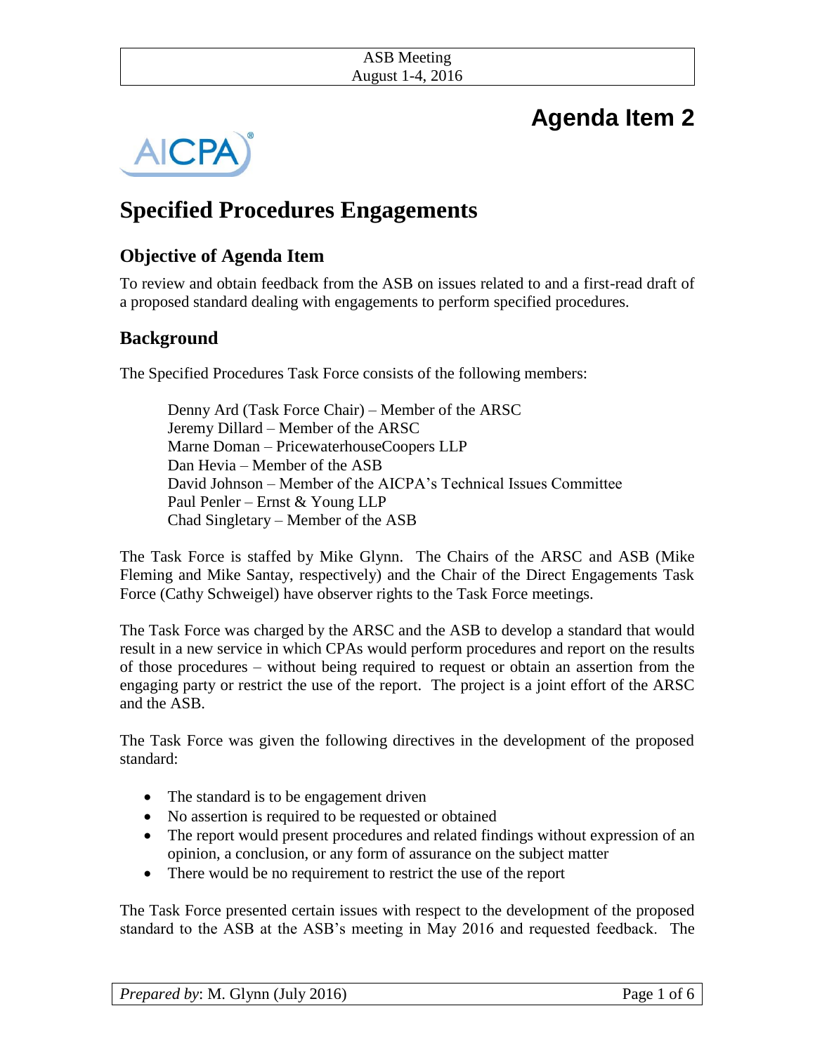# Agenda Item 2

# Specified Procedures Engagements

## Objective of Agenda Item

To review and obtain feedback from the ASB on issues related to and a first-read draft of a proposed standard dealing with engagements to perform specified procedures.

## Background

The Specified Procedures Task Force consists of the following members:

Denny Ard (Task Force Chair) – Member of the ARSC
Jeremy Dillard – Member of the ARSC
Marne Doman – PricewaterhouseCoopers LLP
Dan Hevia – Member of the ASB
David Johnson – Member of the AICPA's Technical Issues Committee
Paul Penler – Ernst & Young LLP
Chad Singletary – Member of the ASB

The Task Force is staffed by Mike Glynn. The Chairs of the ARSC and ASB (Mike Fleming and Mike Santay, respectively) and the Chair of the Direct Engagements Task Force (Cathy Schweigel) have observer rights to the Task Force meetings.

The Task Force was charged by the ARSC and the ASB to develop a standard that would result in a new service in which CPAs would perform procedures and report on the results of those procedures – without being required to request or obtain an assertion from the engaging party or restrict the use of the report. The project is a joint effort of the ARSC and the ASB.

The Task Force was given the following directives in the development of the proposed standard:

- The standard is to be engagement driven
- No assertion is required to be requested or obtained
- The report would present procedures and related findings without expression of an opinion, a conclusion, or any form of assurance on the subject matter
- There would be no requirement to restrict the use of the report

The Task Force presented certain issues with respect to the development of the proposed standard to the ASB at the ASB's meeting in May 2016 and requested feedback. The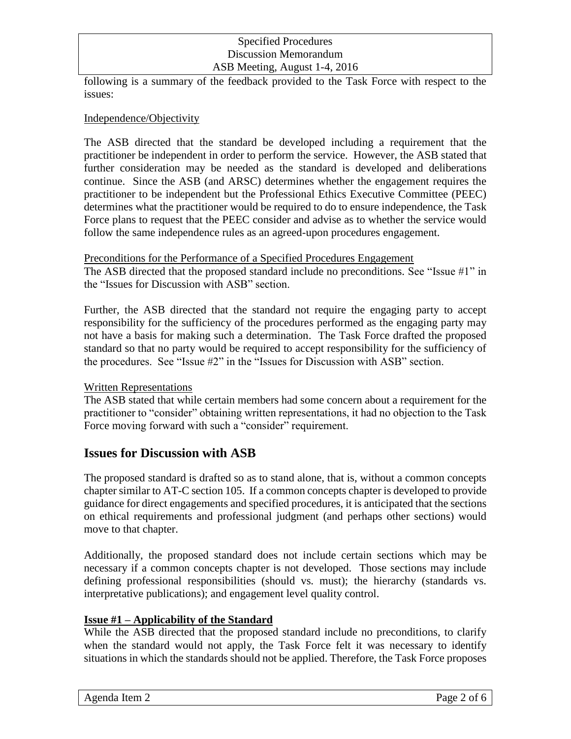following is a summary of the feedback provided to the Task Force with respect to the issues:

Independence/Objectivity

The ASB directed that the standard be developed including a requirement that the practitioner be independent in order to perform the service. However, the ASB stated that further consideration may be needed as the standard is developed and deliberations continue. Since the ASB (and ARSC) determines whether the engagement requires the practitioner to be independent but the Professional Ethics Executive Committee (PEEC) determines what the practitioner would be required to do to ensure independence, the Task Force plans to request that the PEEC consider and advise as to whether the service would follow the same independence rules as an agreed-upon procedures engagement.

Preconditions for the Performance of a Specified Procedures Engagement

The ASB directed that the proposed standard include no preconditions. See "Issue #1" in the "Issues for Discussion with ASB" section.

Further, the ASB directed that the standard not require the engaging party to accept responsibility for the sufficiency of the procedures performed as the engaging party may not have a basis for making such a determination. The Task Force drafted the proposed standard so that no party would be required to accept responsibility for the sufficiency of the procedures. See "Issue #2" in the "Issues for Discussion with ASB" section.

Written Representations

The ASB stated that while certain members had some concern about a requirement for the practitioner to "consider" obtaining written representations, it had no objection to the Task Force moving forward with such a "consider" requirement.

## Issues for Discussion with ASB

The proposed standard is drafted so as to stand alone, that is, without a common concepts chapter similar to AT-C section 105. If a common concepts chapter is developed to provide guidance for direct engagements and specified procedures, it is anticipated that the sections on ethical requirements and professional judgment (and perhaps other sections) would move to that chapter.

Additionally, the proposed standard does not include certain sections which may be necessary if a common concepts chapter is not developed. Those sections may include defining professional responsibilities (should vs. must); the hierarchy (standards vs. interpretative publications); and engagement level quality control.

**Issue #1 – Applicability of the Standard**

While the ASB directed that the proposed standard include no preconditions, to clarify when the standard would not apply, the Task Force felt it was necessary to identify situations in which the standards should not be applied. Therefore, the Task Force proposes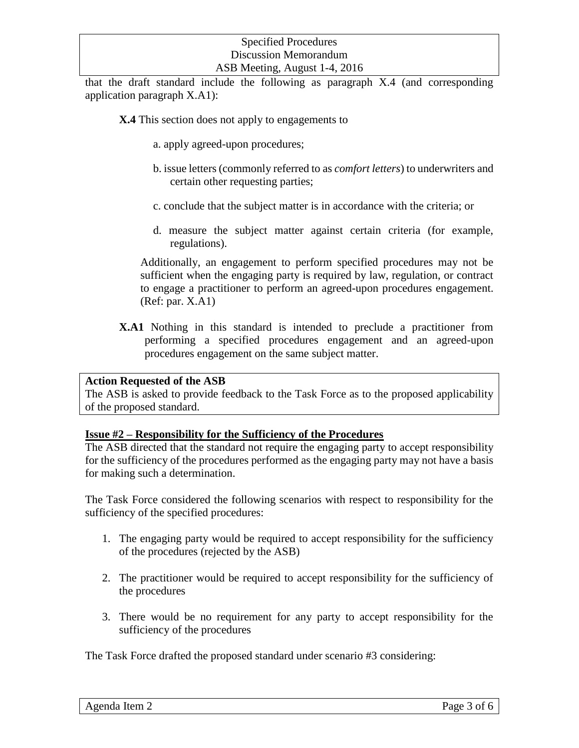that the draft standard include the following as paragraph X.4 (and corresponding application paragraph X.A1):

> **X.4** This section does not apply to engagements to
>
> a. apply agreed-upon procedures;
>
> b. issue letters (commonly referred to as *comfort letters*) to underwriters and certain other requesting parties;
>
> c. conclude that the subject matter is in accordance with the criteria; or
>
> d. measure the subject matter against certain criteria (for example, regulations).
>
> Additionally, an engagement to perform specified procedures may not be sufficient when the engaging party is required by law, regulation, or contract to engage a practitioner to perform an agreed-upon procedures engagement. (Ref: par. X.A1)
>
> **X.A1** Nothing in this standard is intended to preclude a practitioner from performing a specified procedures engagement and an agreed-upon procedures engagement on the same subject matter.

**Action Requested of the ASB**
The ASB is asked to provide feedback to the Task Force as to the proposed applicability of the proposed standard.

**Issue #2 – Responsibility for the Sufficiency of the Procedures**

The ASB directed that the standard not require the engaging party to accept responsibility for the sufficiency of the procedures performed as the engaging party may not have a basis for making such a determination.

The Task Force considered the following scenarios with respect to responsibility for the sufficiency of the specified procedures:

1. The engaging party would be required to accept responsibility for the sufficiency of the procedures (rejected by the ASB)
2. The practitioner would be required to accept responsibility for the sufficiency of the procedures
3. There would be no requirement for any party to accept responsibility for the sufficiency of the procedures

The Task Force drafted the proposed standard under scenario #3 considering: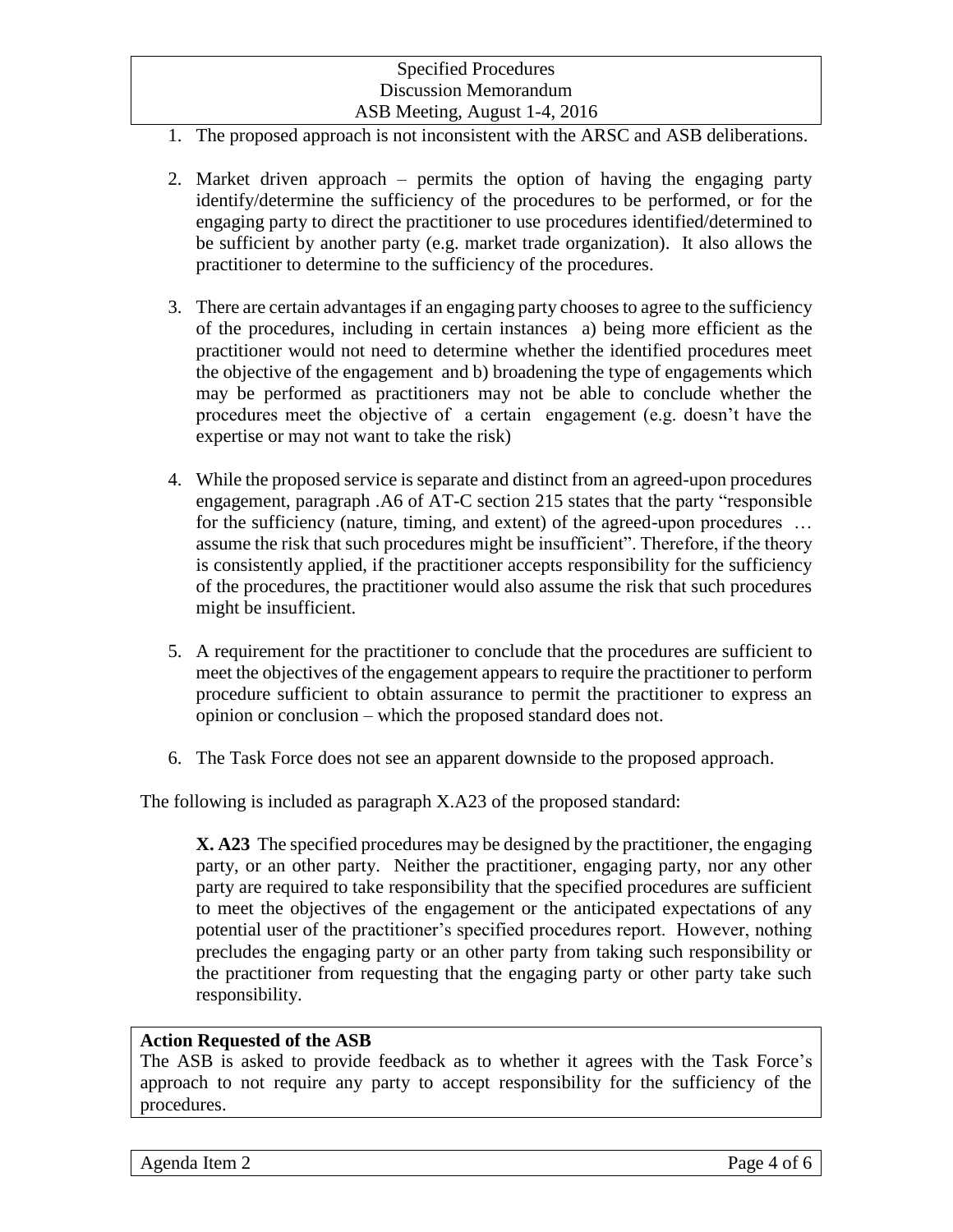1. The proposed approach is not inconsistent with the ARSC and ASB deliberations.

2. Market driven approach – permits the option of having the engaging party identify/determine the sufficiency of the procedures to be performed, or for the engaging party to direct the practitioner to use procedures identified/determined to be sufficient by another party (e.g. market trade organization). It also allows the practitioner to determine to the sufficiency of the procedures.

3. There are certain advantages if an engaging party chooses to agree to the sufficiency of the procedures, including in certain instances a) being more efficient as the practitioner would not need to determine whether the identified procedures meet the objective of the engagement and b) broadening the type of engagements which may be performed as practitioners may not be able to conclude whether the procedures meet the objective of a certain engagement (e.g. doesn't have the expertise or may not want to take the risk)

4. While the proposed service is separate and distinct from an agreed-upon procedures engagement, paragraph .A6 of AT-C section 215 states that the party "responsible for the sufficiency (nature, timing, and extent) of the agreed-upon procedures … assume the risk that such procedures might be insufficient". Therefore, if the theory is consistently applied, if the practitioner accepts responsibility for the sufficiency of the procedures, the practitioner would also assume the risk that such procedures might be insufficient.

5. A requirement for the practitioner to conclude that the procedures are sufficient to meet the objectives of the engagement appears to require the practitioner to perform procedure sufficient to obtain assurance to permit the practitioner to express an opinion or conclusion – which the proposed standard does not.

6. The Task Force does not see an apparent downside to the proposed approach.

The following is included as paragraph X.A23 of the proposed standard:

> **X. A23** The specified procedures may be designed by the practitioner, the engaging party, or an other party. Neither the practitioner, engaging party, nor any other party are required to take responsibility that the specified procedures are sufficient to meet the objectives of the engagement or the anticipated expectations of any potential user of the practitioner's specified procedures report. However, nothing precludes the engaging party or an other party from taking such responsibility or the practitioner from requesting that the engaging party or other party take such responsibility.

**Action Requested of the ASB**

The ASB is asked to provide feedback as to whether it agrees with the Task Force's approach to not require any party to accept responsibility for the sufficiency of the procedures.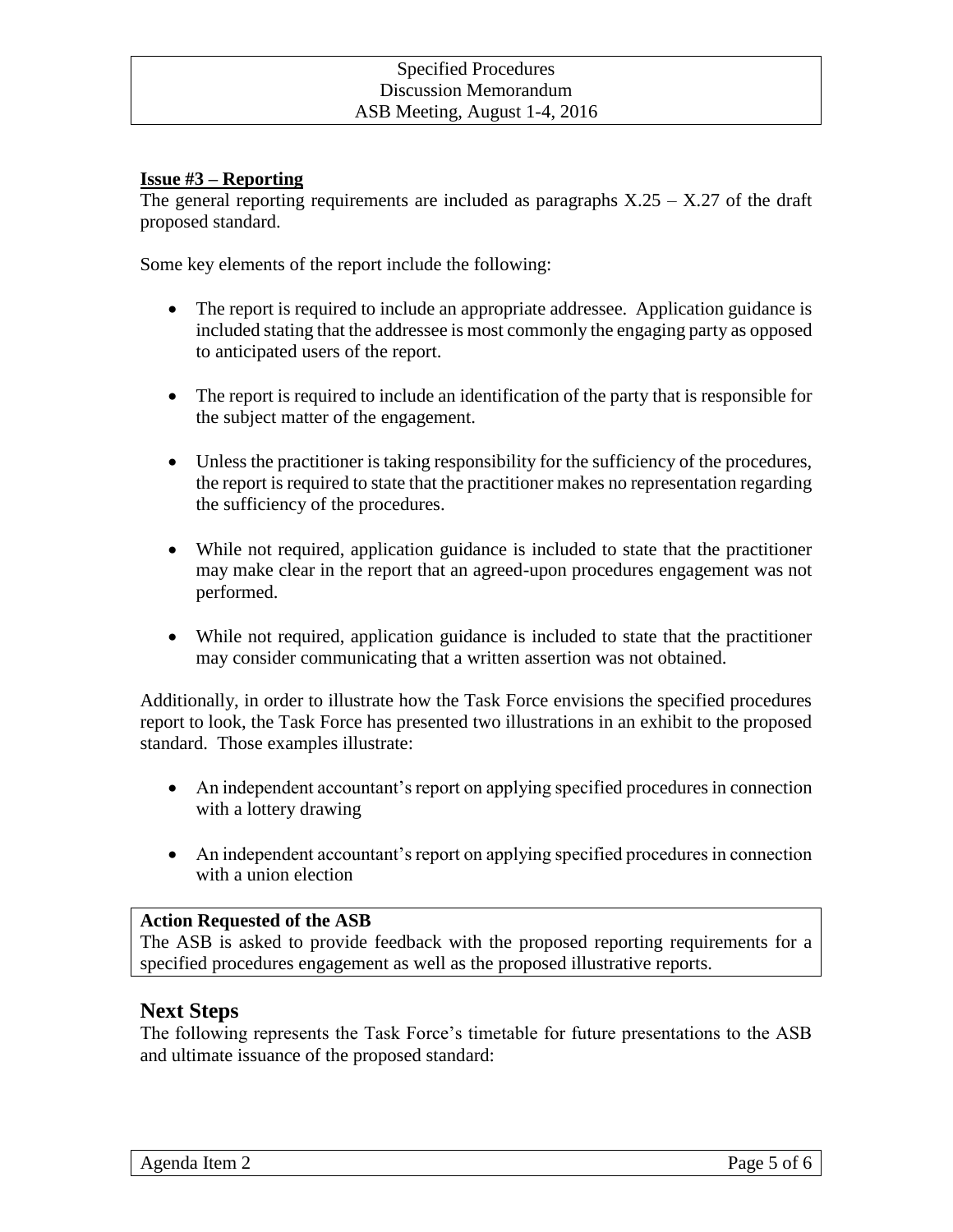**Issue #3 – Reporting**

The general reporting requirements are included as paragraphs X.25 – X.27 of the draft proposed standard.

Some key elements of the report include the following:

- The report is required to include an appropriate addressee. Application guidance is included stating that the addressee is most commonly the engaging party as opposed to anticipated users of the report.
- The report is required to include an identification of the party that is responsible for the subject matter of the engagement.
- Unless the practitioner is taking responsibility for the sufficiency of the procedures, the report is required to state that the practitioner makes no representation regarding the sufficiency of the procedures.
- While not required, application guidance is included to state that the practitioner may make clear in the report that an agreed-upon procedures engagement was not performed.
- While not required, application guidance is included to state that the practitioner may consider communicating that a written assertion was not obtained.

Additionally, in order to illustrate how the Task Force envisions the specified procedures report to look, the Task Force has presented two illustrations in an exhibit to the proposed standard. Those examples illustrate:

- An independent accountant's report on applying specified procedures in connection with a lottery drawing
- An independent accountant's report on applying specified procedures in connection with a union election

**Action Requested of the ASB**

The ASB is asked to provide feedback with the proposed reporting requirements for a specified procedures engagement as well as the proposed illustrative reports.

## Next Steps

The following represents the Task Force's timetable for future presentations to the ASB and ultimate issuance of the proposed standard: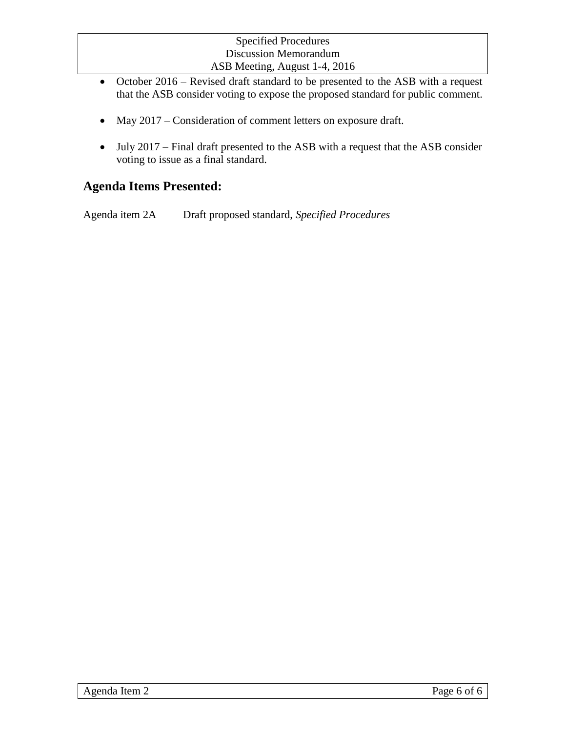- October 2016 – Revised draft standard to be presented to the ASB with a request that the ASB consider voting to expose the proposed standard for public comment.
- May 2017 – Consideration of comment letters on exposure draft.
- July 2017 – Final draft presented to the ASB with a request that the ASB consider voting to issue as a final standard.

## Agenda Items Presented:

Agenda item 2A Draft proposed standard, *Specified Procedures*